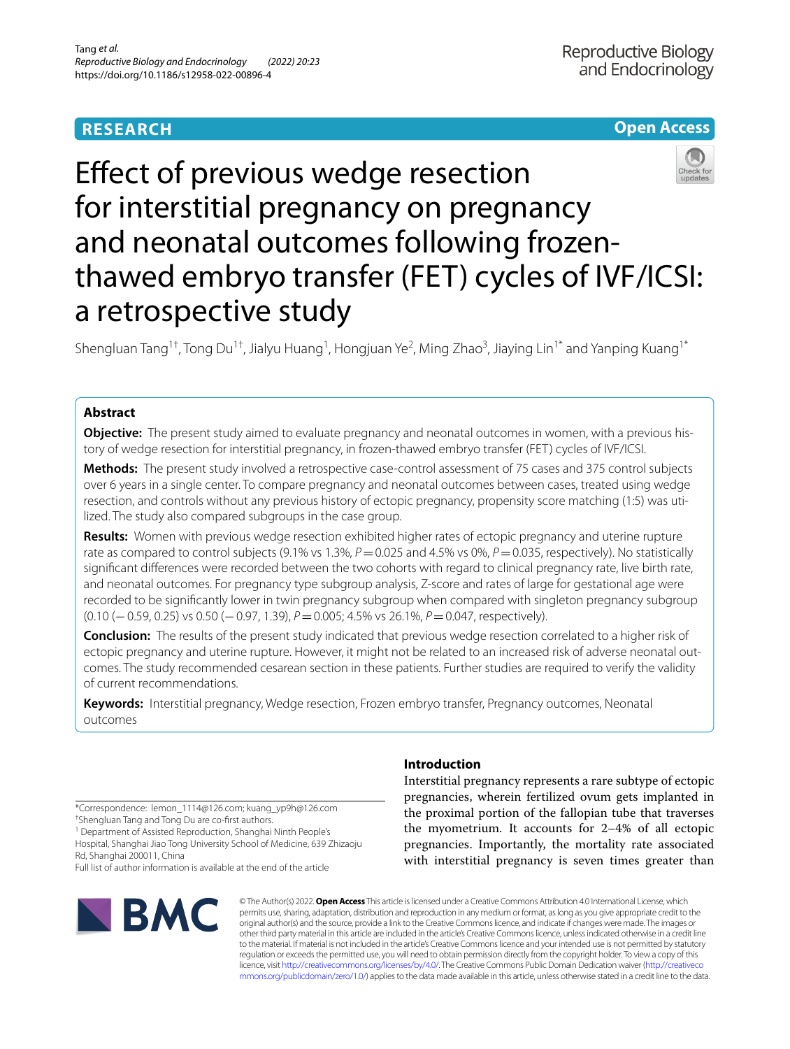RESEARCH

Open Access

# Effect of previous wedge resection for interstitial pregnancy on pregnancy and neonatal outcomes following frozen-thawed embryo transfer (FET) cycles of IVF/ICSI: a retrospective study

Shengluan Tang[1†], Tong Du[1†], Jialyu Huang[1], Hongjuan Ye[2], Ming Zhao[3], Jiaying Lin[1*] and Yanping Kuang[1*]

## Abstract

**Objective:** The present study aimed to evaluate pregnancy and neonatal outcomes in women, with a previous history of wedge resection for interstitial pregnancy, in frozen-thawed embryo transfer (FET) cycles of IVF/ICSI.

**Methods:** The present study involved a retrospective case-control assessment of 75 cases and 375 control subjects over 6 years in a single center. To compare pregnancy and neonatal outcomes between cases, treated using wedge resection, and controls without any previous history of ectopic pregnancy, propensity score matching (1:5) was utilized. The study also compared subgroups in the case group.

**Results:** Women with previous wedge resection exhibited higher rates of ectopic pregnancy and uterine rupture rate as compared to control subjects (9.1% vs 1.3%, $P=0.025$ and 4.5% vs 0%, $P=0.035$, respectively). No statistically significant differences were recorded between the two cohorts with regard to clinical pregnancy rate, live birth rate, and neonatal outcomes. For pregnancy type subgroup analysis, Z-score and rates of large for gestational age were recorded to be significantly lower in twin pregnancy subgroup when compared with singleton pregnancy subgroup (0.10 (−0.59, 0.25) vs 0.50 (−0.97, 1.39), $P=0.005$; 4.5% vs 26.1%, $P=0.047$, respectively).

**Conclusion:** The results of the present study indicated that previous wedge resection correlated to a higher risk of ectopic pregnancy and uterine rupture. However, it might not be related to an increased risk of adverse neonatal outcomes. The study recommended cesarean section in these patients. Further studies are required to verify the validity of current recommendations.

**Keywords:** Interstitial pregnancy, Wedge resection, Frozen embryo transfer, Pregnancy outcomes, Neonatal outcomes

*Correspondence: lemon_1114@126.com; kuang_yp9h@126.com

†Shengluan Tang and Tong Du are co-first authors.

[1] Department of Assisted Reproduction, Shanghai Ninth People's Hospital, Shanghai Jiao Tong University School of Medicine, 639 Zhizaoju Rd, Shanghai 200011, China

Full list of author information is available at the end of the article

## Introduction

Interstitial pregnancy represents a rare subtype of ectopic pregnancies, wherein fertilized ovum gets implanted in the proximal portion of the fallopian tube that traverses the myometrium. It accounts for 2–4% of all ectopic pregnancies. Importantly, the mortality rate associated with interstitial pregnancy is seven times greater than

© The Author(s) 2022. **Open Access** This article is licensed under a Creative Commons Attribution 4.0 International License, which permits use, sharing, adaptation, distribution and reproduction in any medium or format, as long as you give appropriate credit to the original author(s) and the source, provide a link to the Creative Commons licence, and indicate if changes were made. The images or other third party material in this article are included in the article's Creative Commons licence, unless indicated otherwise in a credit line to the material. If material is not included in the article's Creative Commons licence and your intended use is not permitted by statutory regulation or exceeds the permitted use, you will need to obtain permission directly from the copyright holder. To view a copy of this licence, visit http://creativecommons.org/licenses/by/4.0/. The Creative Commons Public Domain Dedication waiver (http://creativecommons.org/publicdomain/zero/1.0/) applies to the data made available in this article, unless otherwise stated in a credit line to the data.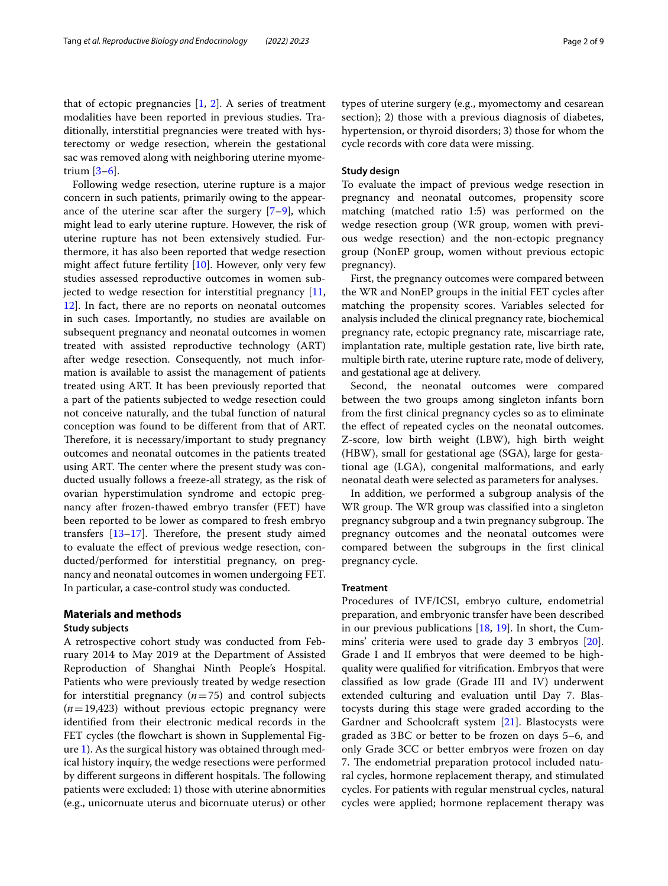that of ectopic pregnancies [1, 2]. A series of treatment modalities have been reported in previous studies. Traditionally, interstitial pregnancies were treated with hysterectomy or wedge resection, wherein the gestational sac was removed along with neighboring uterine myometrium [3–6].

Following wedge resection, uterine rupture is a major concern in such patients, primarily owing to the appearance of the uterine scar after the surgery [7–9], which might lead to early uterine rupture. However, the risk of uterine rupture has not been extensively studied. Furthermore, it has also been reported that wedge resection might affect future fertility [10]. However, only very few studies assessed reproductive outcomes in women subjected to wedge resection for interstitial pregnancy [11, 12]. In fact, there are no reports on neonatal outcomes in such cases. Importantly, no studies are available on subsequent pregnancy and neonatal outcomes in women treated with assisted reproductive technology (ART) after wedge resection. Consequently, not much information is available to assist the management of patients treated using ART. It has been previously reported that a part of the patients subjected to wedge resection could not conceive naturally, and the tubal function of natural conception was found to be different from that of ART. Therefore, it is necessary/important to study pregnancy outcomes and neonatal outcomes in the patients treated using ART. The center where the present study was conducted usually follows a freeze-all strategy, as the risk of ovarian hyperstimulation syndrome and ectopic pregnancy after frozen-thawed embryo transfer (FET) have been reported to be lower as compared to fresh embryo transfers [13–17]. Therefore, the present study aimed to evaluate the effect of previous wedge resection, conducted/performed for interstitial pregnancy, on pregnancy and neonatal outcomes in women undergoing FET. In particular, a case-control study was conducted.

## Materials and methods

### Study subjects

A retrospective cohort study was conducted from February 2014 to May 2019 at the Department of Assisted Reproduction of Shanghai Ninth People's Hospital. Patients who were previously treated by wedge resection for interstitial pregnancy ($n=75$) and control subjects ($n=19{,}423$) without previous ectopic pregnancy were identified from their electronic medical records in the FET cycles (the flowchart is shown in Supplemental Figure 1). As the surgical history was obtained through medical history inquiry, the wedge resections were performed by different surgeons in different hospitals. The following patients were excluded: 1) those with uterine abnormities (e.g., unicornuate uterus and bicornuate uterus) or other types of uterine surgery (e.g., myomectomy and cesarean section); 2) those with a previous diagnosis of diabetes, hypertension, or thyroid disorders; 3) those for whom the cycle records with core data were missing.

### Study design

To evaluate the impact of previous wedge resection in pregnancy and neonatal outcomes, propensity score matching (matched ratio 1:5) was performed on the wedge resection group (WR group, women with previous wedge resection) and the non-ectopic pregnancy group (NonEP group, women without previous ectopic pregnancy).

First, the pregnancy outcomes were compared between the WR and NonEP groups in the initial FET cycles after matching the propensity scores. Variables selected for analysis included the clinical pregnancy rate, biochemical pregnancy rate, ectopic pregnancy rate, miscarriage rate, implantation rate, multiple gestation rate, live birth rate, multiple birth rate, uterine rupture rate, mode of delivery, and gestational age at delivery.

Second, the neonatal outcomes were compared between the two groups among singleton infants born from the first clinical pregnancy cycles so as to eliminate the effect of repeated cycles on the neonatal outcomes. Z-score, low birth weight (LBW), high birth weight (HBW), small for gestational age (SGA), large for gestational age (LGA), congenital malformations, and early neonatal death were selected as parameters for analyses.

In addition, we performed a subgroup analysis of the WR group. The WR group was classified into a singleton pregnancy subgroup and a twin pregnancy subgroup. The pregnancy outcomes and the neonatal outcomes were compared between the subgroups in the first clinical pregnancy cycle.

### Treatment

Procedures of IVF/ICSI, embryo culture, endometrial preparation, and embryonic transfer have been described in our previous publications [18, 19]. In short, the Cummins' criteria were used to grade day 3 embryos [20]. Grade I and II embryos that were deemed to be high-quality were qualified for vitrification. Embryos that were classified as low grade (Grade III and IV) underwent extended culturing and evaluation until Day 7. Blastocysts during this stage were graded according to the Gardner and Schoolcraft system [21]. Blastocysts were graded as 3BC or better to be frozen on days 5–6, and only Grade 3CC or better embryos were frozen on day 7. The endometrial preparation protocol included natural cycles, hormone replacement therapy, and stimulated cycles. For patients with regular menstrual cycles, natural cycles were applied; hormone replacement therapy was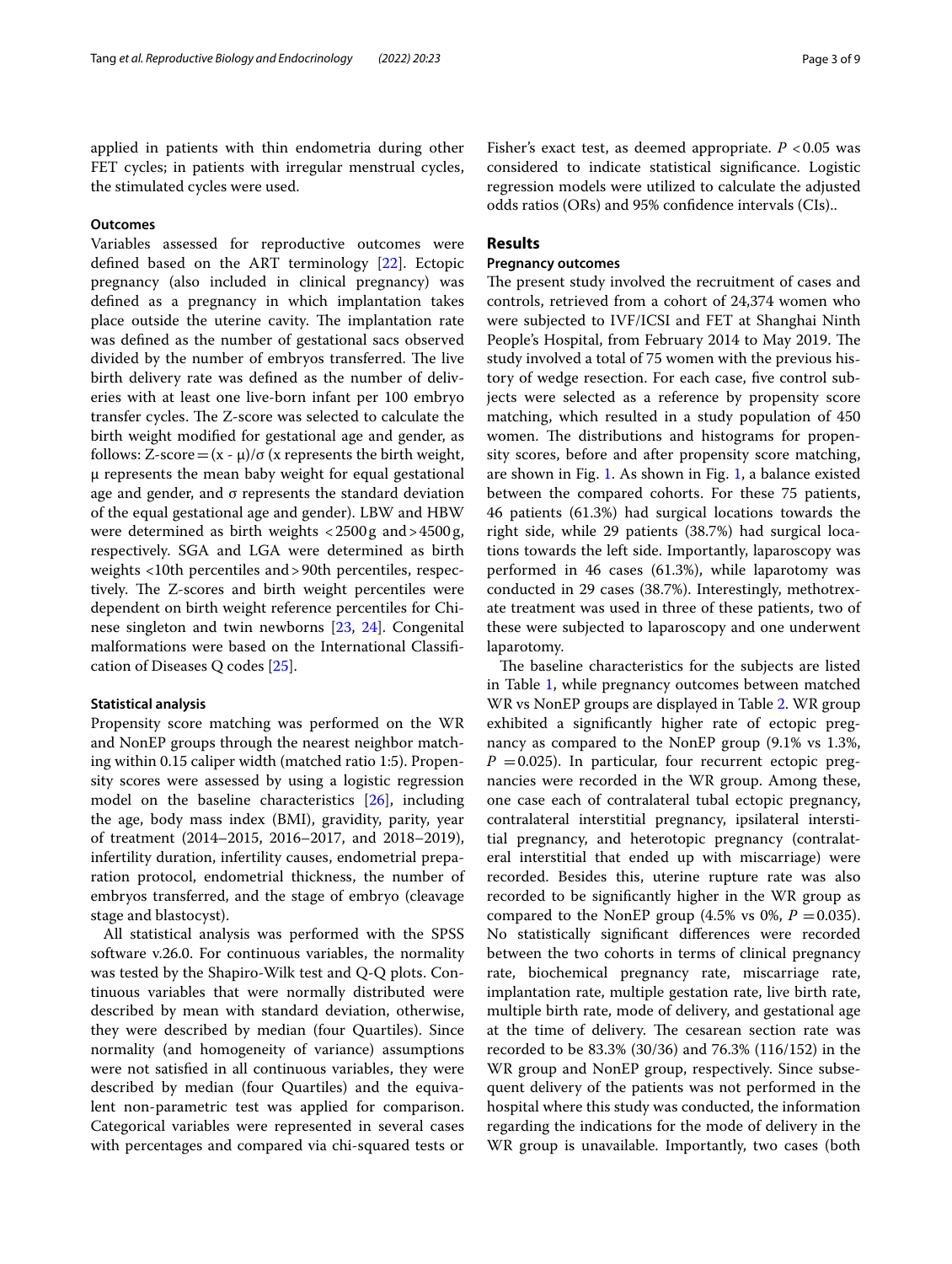applied in patients with thin endometria during other FET cycles; in patients with irregular menstrual cycles, the stimulated cycles were used.

### Outcomes

Variables assessed for reproductive outcomes were defined based on the ART terminology [22]. Ectopic pregnancy (also included in clinical pregnancy) was defined as a pregnancy in which implantation takes place outside the uterine cavity. The implantation rate was defined as the number of gestational sacs observed divided by the number of embryos transferred. The live birth delivery rate was defined as the number of deliveries with at least one live-born infant per 100 embryo transfer cycles. The Z-score was selected to calculate the birth weight modified for gestational age and gender, as follows: Z-score $= (x - \mu)/\sigma$ (x represents the birth weight, $\mu$ represents the mean baby weight for equal gestational age and gender, and $\sigma$ represents the standard deviation of the equal gestational age and gender). LBW and HBW were determined as birth weights <2500 g and >4500 g, respectively. SGA and LGA were determined as birth weights <10th percentiles and >90th percentiles, respectively. The Z-scores and birth weight percentiles were dependent on birth weight reference percentiles for Chinese singleton and twin newborns [23, 24]. Congenital malformations were based on the International Classification of Diseases Q codes [25].

### Statistical analysis

Propensity score matching was performed on the WR and NonEP groups through the nearest neighbor matching within 0.15 caliper width (matched ratio 1:5). Propensity scores were assessed by using a logistic regression model on the baseline characteristics [26], including the age, body mass index (BMI), gravidity, parity, year of treatment (2014–2015, 2016–2017, and 2018–2019), infertility duration, infertility causes, endometrial preparation protocol, endometrial thickness, the number of embryos transferred, and the stage of embryo (cleavage stage and blastocyst).

All statistical analysis was performed with the SPSS software v.26.0. For continuous variables, the normality was tested by the Shapiro-Wilk test and Q-Q plots. Continuous variables that were normally distributed were described by mean with standard deviation, otherwise, they were described by median (four Quartiles). Since normality (and homogeneity of variance) assumptions were not satisfied in all continuous variables, they were described by median (four Quartiles) and the equivalent non-parametric test was applied for comparison. Categorical variables were represented in several cases with percentages and compared via chi-squared tests or Fisher's exact test, as deemed appropriate. $P < 0.05$ was considered to indicate statistical significance. Logistic regression models were utilized to calculate the adjusted odds ratios (ORs) and 95% confidence intervals (CIs)..

## Results

### Pregnancy outcomes

The present study involved the recruitment of cases and controls, retrieved from a cohort of 24,374 women who were subjected to IVF/ICSI and FET at Shanghai Ninth People's Hospital, from February 2014 to May 2019. The study involved a total of 75 women with the previous history of wedge resection. For each case, five control subjects were selected as a reference by propensity score matching, which resulted in a study population of 450 women. The distributions and histograms for propensity scores, before and after propensity score matching, are shown in Fig. 1. As shown in Fig. 1, a balance existed between the compared cohorts. For these 75 patients, 46 patients (61.3%) had surgical locations towards the right side, while 29 patients (38.7%) had surgical locations towards the left side. Importantly, laparoscopy was performed in 46 cases (61.3%), while laparotomy was conducted in 29 cases (38.7%). Interestingly, methotrexate treatment was used in three of these patients, two of these were subjected to laparoscopy and one underwent laparotomy.

The baseline characteristics for the subjects are listed in Table 1, while pregnancy outcomes between matched WR vs NonEP groups are displayed in Table 2. WR group exhibited a significantly higher rate of ectopic pregnancy as compared to the NonEP group (9.1% vs 1.3%, $P = 0.025$). In particular, four recurrent ectopic pregnancies were recorded in the WR group. Among these, one case each of contralateral tubal ectopic pregnancy, contralateral interstitial pregnancy, ipsilateral interstitial pregnancy, and heterotopic pregnancy (contralateral interstitial that ended up with miscarriage) were recorded. Besides this, uterine rupture rate was also recorded to be significantly higher in the WR group as compared to the NonEP group (4.5% vs 0%, $P = 0.035$). No statistically significant differences were recorded between the two cohorts in terms of clinical pregnancy rate, biochemical pregnancy rate, miscarriage rate, implantation rate, multiple gestation rate, live birth rate, multiple birth rate, mode of delivery, and gestational age at the time of delivery. The cesarean section rate was recorded to be 83.3% (30/36) and 76.3% (116/152) in the WR group and NonEP group, respectively. Since subsequent delivery of the patients was not performed in the hospital where this study was conducted, the information regarding the indications for the mode of delivery in the WR group is unavailable. Importantly, two cases (both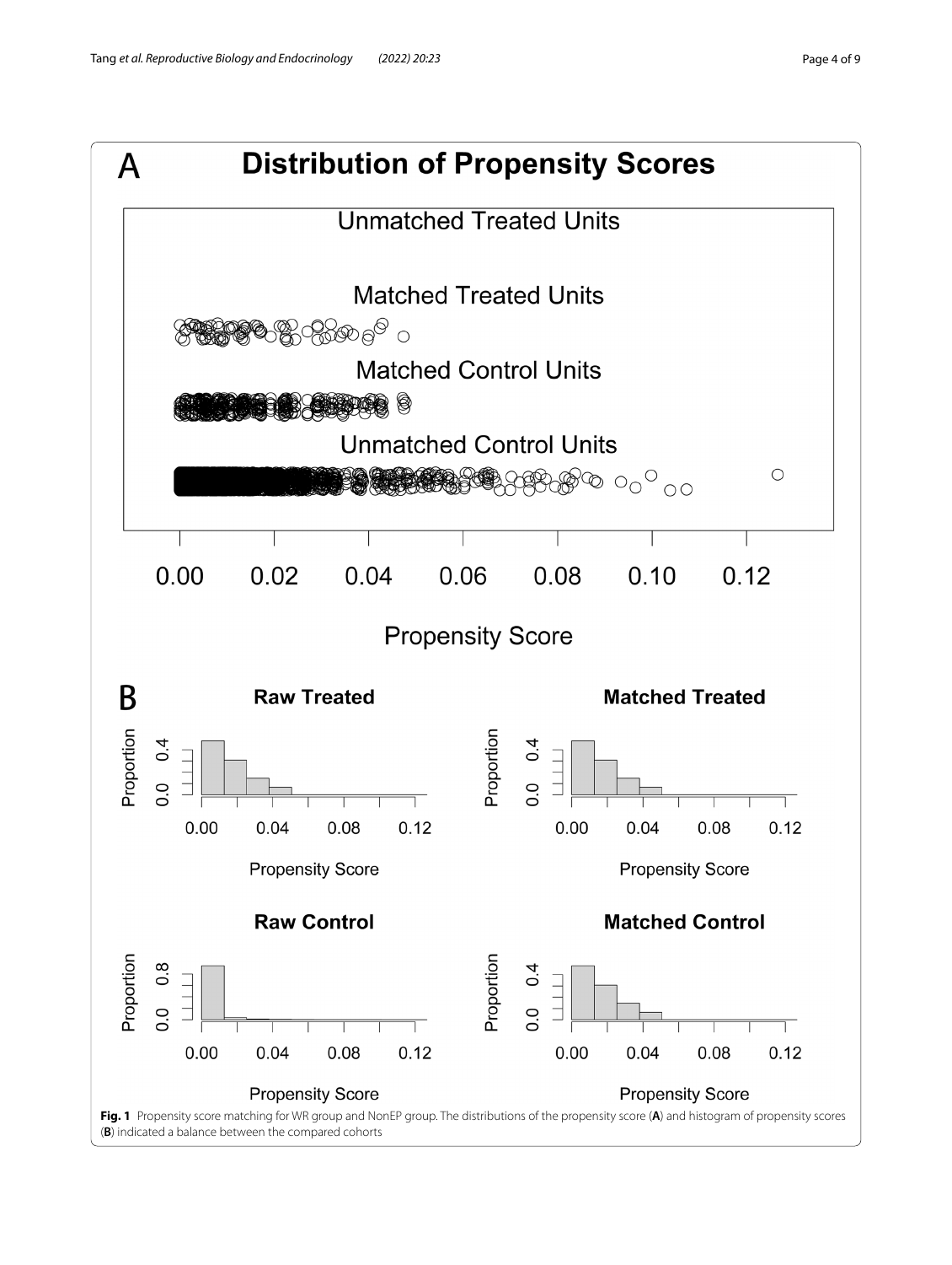A

**Distribution of Propensity Scores**

Unmatched Treated Units

Matched Treated Units

Matched Control Units

Unmatched Control Units

0.00 0.02 0.04 0.06 0.08 0.10 0.12

Propensity Score

B

**Raw Treated**

Proportion 0.0 0.4

0.00 0.04 0.08 0.12

Propensity Score

**Matched Treated**

Proportion 0.0 0.4

0.00 0.04 0.08 0.12

Propensity Score

**Raw Control**

Proportion 0.0 0.8

0.00 0.04 0.08 0.12

Propensity Score

**Matched Control**

Proportion 0.0 0.4

0.00 0.04 0.08 0.12

Propensity Score

**Fig. 1** Propensity score matching for WR group and NonEP group. The distributions of the propensity score (**A**) and histogram of propensity scores (**B**) indicated a balance between the compared cohorts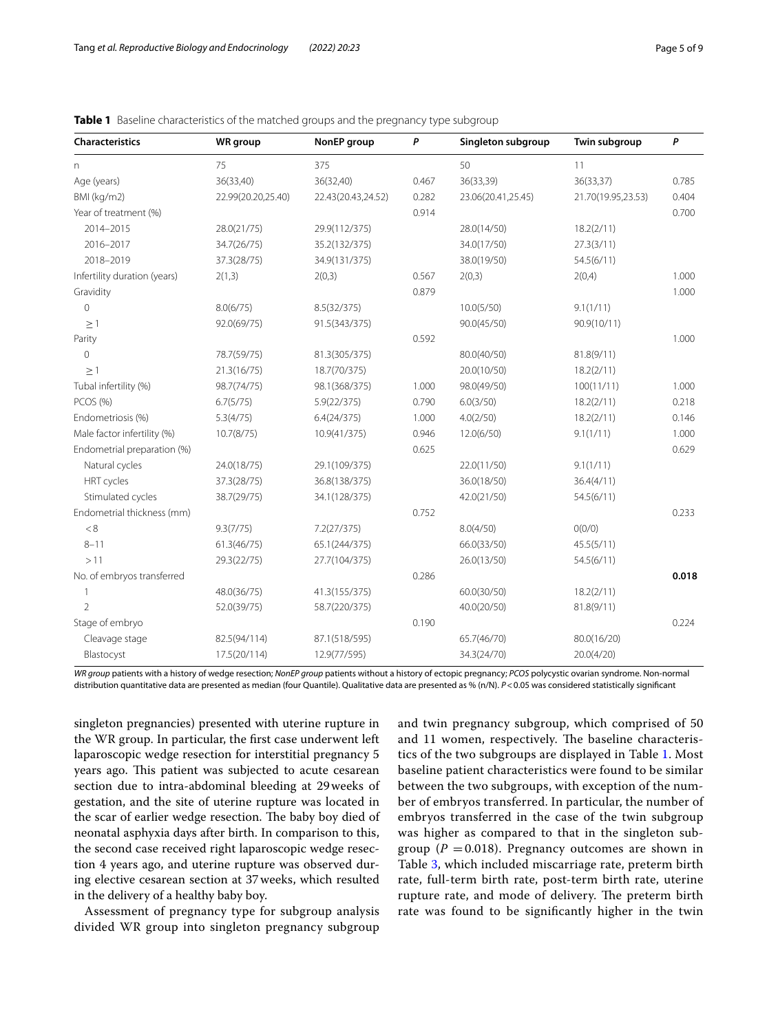**Table 1** Baseline characteristics of the matched groups and the pregnancy type subgroup

| Characteristics | WR group | NonEP group | P | Singleton subgroup | Twin subgroup | P |
| --- | --- | --- | --- | --- | --- | --- |
| n | 75 | 375 | | 50 | 11 | |
| Age (years) | 36(33,40) | 36(32,40) | 0.467 | 36(33,39) | 36(33,37) | 0.785 |
| BMI (kg/m2) | 22.99(20.20,25.40) | 22.43(20.43,24.52) | 0.282 | 23.06(20.41,25.45) | 21.70(19.95,23.53) | 0.404 |
| Year of treatment (%) | | | 0.914 | | | 0.700 |
| 2014–2015 | 28.0(21/75) | 29.9(112/375) | | 28.0(14/50) | 18.2(2/11) | |
| 2016–2017 | 34.7(26/75) | 35.2(132/375) | | 34.0(17/50) | 27.3(3/11) | |
| 2018–2019 | 37.3(28/75) | 34.9(131/375) | | 38.0(19/50) | 54.5(6/11) | |
| Infertility duration (years) | 2(1,3) | 2(0,3) | 0.567 | 2(0,3) | 2(0,4) | 1.000 |
| Gravidity | | | 0.879 | | | 1.000 |
| 0 | 8.0(6/75) | 8.5(32/375) | | 10.0(5/50) | 9.1(1/11) | |
| ≥ 1 | 92.0(69/75) | 91.5(343/375) | | 90.0(45/50) | 90.9(10/11) | |
| Parity | | | 0.592 | | | 1.000 |
| 0 | 78.7(59/75) | 81.3(305/375) | | 80.0(40/50) | 81.8(9/11) | |
| ≥ 1 | 21.3(16/75) | 18.7(70/375) | | 20.0(10/50) | 18.2(2/11) | |
| Tubal infertility (%) | 98.7(74/75) | 98.1(368/375) | 1.000 | 98.0(49/50) | 100(11/11) | 1.000 |
| PCOS (%) | 6.7(5/75) | 5.9(22/375) | 0.790 | 6.0(3/50) | 18.2(2/11) | 0.218 |
| Endometriosis (%) | 5.3(4/75) | 6.4(24/375) | 1.000 | 4.0(2/50) | 18.2(2/11) | 0.146 |
| Male factor infertility (%) | 10.7(8/75) | 10.9(41/375) | 0.946 | 12.0(6/50) | 9.1(1/11) | 1.000 |
| Endometrial preparation (%) | | | 0.625 | | | 0.629 |
| Natural cycles | 24.0(18/75) | 29.1(109/375) | | 22.0(11/50) | 9.1(1/11) | |
| HRT cycles | 37.3(28/75) | 36.8(138/375) | | 36.0(18/50) | 36.4(4/11) | |
| Stimulated cycles | 38.7(29/75) | 34.1(128/375) | | 42.0(21/50) | 54.5(6/11) | |
| Endometrial thickness (mm) | | | 0.752 | | | 0.233 |
| < 8 | 9.3(7/75) | 7.2(27/375) | | 8.0(4/50) | 0(0/0) | |
| 8–11 | 61.3(46/75) | 65.1(244/375) | | 66.0(33/50) | 45.5(5/11) | |
| > 11 | 29.3(22/75) | 27.7(104/375) | | 26.0(13/50) | 54.5(6/11) | |
| No. of embryos transferred | | | 0.286 | | | **0.018** |
| 1 | 48.0(36/75) | 41.3(155/375) | | 60.0(30/50) | 18.2(2/11) | |
| 2 | 52.0(39/75) | 58.7(220/375) | | 40.0(20/50) | 81.8(9/11) | |
| Stage of embryo | | | 0.190 | | | 0.224 |
| Cleavage stage | 82.5(94/114) | 87.1(518/595) | | 65.7(46/70) | 80.0(16/20) | |
| Blastocyst | 17.5(20/114) | 12.9(77/595) | | 34.3(24/70) | 20.0(4/20) | |

*WR group* patients with a history of wedge resection; *NonEP group* patients without a history of ectopic pregnancy; *PCOS* polycystic ovarian syndrome. Non-normal distribution quantitative data are presented as median (four Quantile). Qualitative data are presented as % (n/N). $P < 0.05$ was considered statistically significant

singleton pregnancies) presented with uterine rupture in the WR group. In particular, the first case underwent left laparoscopic wedge resection for interstitial pregnancy 5 years ago. This patient was subjected to acute cesarean section due to intra-abdominal bleeding at 29 weeks of gestation, and the site of uterine rupture was located in the scar of earlier wedge resection. The baby boy died of neonatal asphyxia days after birth. In comparison to this, the second case received right laparoscopic wedge resection 4 years ago, and uterine rupture was observed during elective cesarean section at 37 weeks, which resulted in the delivery of a healthy baby boy.

Assessment of pregnancy type for subgroup analysis divided WR group into singleton pregnancy subgroup and twin pregnancy subgroup, which comprised of 50 and 11 women, respectively. The baseline characteristics of the two subgroups are displayed in Table 1. Most baseline patient characteristics were found to be similar between the two subgroups, with exception of the number of embryos transferred. In particular, the number of embryos transferred in the case of the twin subgroup was higher as compared to that in the singleton subgroup ($P = 0.018$). Pregnancy outcomes are shown in Table 3, which included miscarriage rate, preterm birth rate, full-term birth rate, post-term birth rate, uterine rupture rate, and mode of delivery. The preterm birth rate was found to be significantly higher in the twin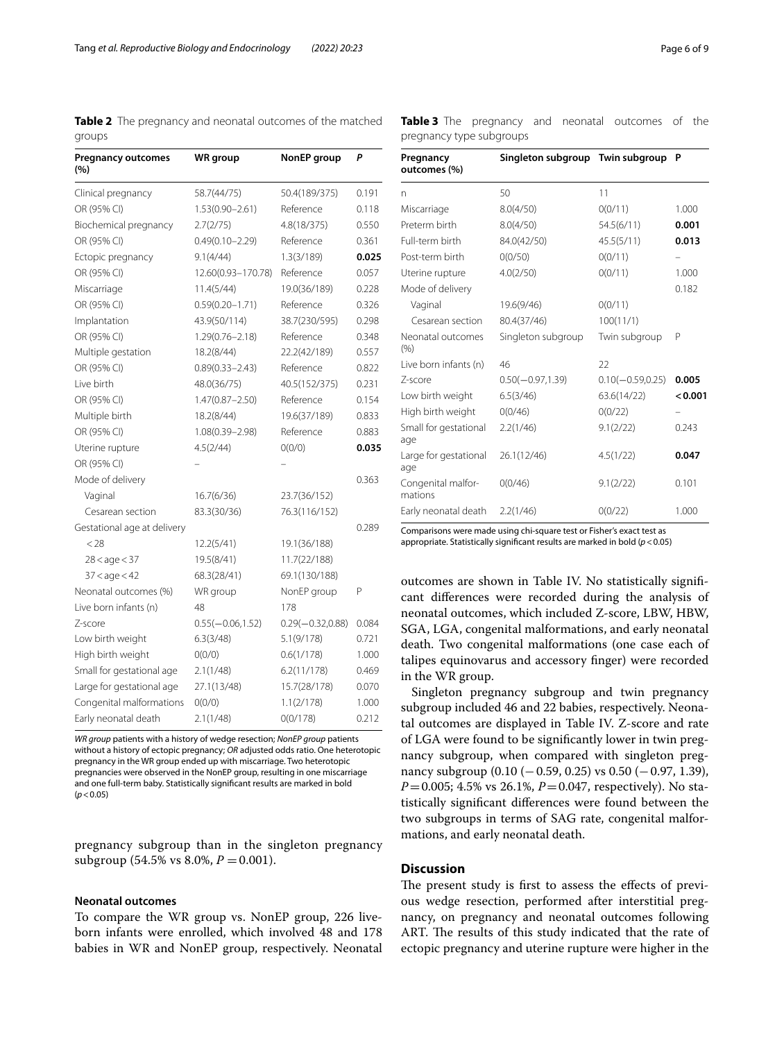**Table 2** The pregnancy and neonatal outcomes of the matched groups

| Pregnancy outcomes (%) | WR group | NonEP group | *P* |
|---|---|---|---|
| Clinical pregnancy | 58.7(44/75) | 50.4(189/375) | 0.191 |
| OR (95% CI) | 1.53(0.90–2.61) | Reference | 0.118 |
| Biochemical pregnancy | 2.7(2/75) | 4.8(18/375) | 0.550 |
| OR (95% CI) | 0.49(0.10–2.29) | Reference | 0.361 |
| Ectopic pregnancy | 9.1(4/44) | 1.3(3/189) | **0.025** |
| OR (95% CI) | 12.60(0.93–170.78) | Reference | 0.057 |
| Miscarriage | 11.4(5/44) | 19.0(36/189) | 0.228 |
| OR (95% CI) | 0.59(0.20–1.71) | Reference | 0.326 |
| Implantation | 43.9(50/114) | 38.7(230/595) | 0.298 |
| OR (95% CI) | 1.29(0.76–2.18) | Reference | 0.348 |
| Multiple gestation | 18.2(8/44) | 22.2(42/189) | 0.557 |
| OR (95% CI) | 0.89(0.33–2.43) | Reference | 0.822 |
| Live birth | 48.0(36/75) | 40.5(152/375) | 0.231 |
| OR (95% CI) | 1.47(0.87–2.50) | Reference | 0.154 |
| Multiple birth | 18.2(8/44) | 19.6(37/189) | 0.833 |
| OR (95% CI) | 1.08(0.39–2.98) | Reference | 0.883 |
| Uterine rupture | 4.5(2/44) | 0(0/0) | **0.035** |
| OR (95% CI) | – | – | |
| Mode of delivery | | | 0.363 |
| Vaginal | 16.7(6/36) | 23.7(36/152) | |
| Cesarean section | 83.3(30/36) | 76.3(116/152) | |
| Gestational age at delivery | | | 0.289 |
| < 28 | 12.2(5/41) | 19.1(36/188) | |
| 28 < age < 37 | 19.5(8/41) | 11.7(22/188) | |
| 37 < age < 42 | 68.3(28/41) | 69.1(130/188) | |
| Neonatal outcomes (%) | WR group | NonEP group | P |
| Live born infants (n) | 48 | 178 | |
| Z-score | 0.55(−0.06,1.52) | 0.29(−0.32,0.88) | 0.084 |
| Low birth weight | 6.3(3/48) | 5.1(9/178) | 0.721 |
| High birth weight | 0(0/0) | 0.6(1/178) | 1.000 |
| Small for gestational age | 2.1(1/48) | 6.2(11/178) | 0.469 |
| Large for gestational age | 27.1(13/48) | 15.7(28/178) | 0.070 |
| Congenital malformations | 0(0/0) | 1.1(2/178) | 1.000 |
| Early neonatal death | 2.1(1/48) | 0(0/178) | 0.212 |

*WR group* patients with a history of wedge resection; *NonEP group* patients without a history of ectopic pregnancy; *OR* adjusted odds ratio. One heterotopic pregnancy in the WR group ended up with miscarriage. Two heterotopic pregnancies were observed in the NonEP group, resulting in one miscarriage and one full-term baby. Statistically significant results are marked in bold ($p < 0.05$)

**Table 3** The pregnancy and neonatal outcomes of the pregnancy type subgroups

| Pregnancy outcomes (%) | Singleton subgroup | Twin subgroup | P |
|---|---|---|---|
| n | 50 | 11 | |
| Miscarriage | 8.0(4/50) | 0(0/11) | 1.000 |
| Preterm birth | 8.0(4/50) | 54.5(6/11) | **0.001** |
| Full-term birth | 84.0(42/50) | 45.5(5/11) | **0.013** |
| Post-term birth | 0(0/50) | 0(0/11) | – |
| Uterine rupture | 4.0(2/50) | 0(0/11) | 1.000 |
| Mode of delivery | | | 0.182 |
| Vaginal | 19.6(9/46) | 0(0/11) | |
| Cesarean section | 80.4(37/46) | 100(11/1) | |
| Neonatal outcomes (%) | Singleton subgroup | Twin subgroup | P |
| Live born infants (n) | 46 | 22 | |
| Z-score | 0.50(−0.97,1.39) | 0.10(−0.59,0.25) | **0.005** |
| Low birth weight | 6.5(3/46) | 63.6(14/22) | **< 0.001** |
| High birth weight | 0(0/46) | 0(0/22) | – |
| Small for gestational age | 2.2(1/46) | 9.1(2/22) | 0.243 |
| Large for gestational age | 26.1(12/46) | 4.5(1/22) | **0.047** |
| Congenital malformations | 0(0/46) | 9.1(2/22) | 0.101 |
| Early neonatal death | 2.2(1/46) | 0(0/22) | 1.000 |

Comparisons were made using chi-square test or Fisher's exact test as appropriate. Statistically significant results are marked in bold ($p < 0.05$)

pregnancy subgroup than in the singleton pregnancy subgroup (54.5% vs 8.0%, $P = 0.001$).

### Neonatal outcomes

To compare the WR group vs. NonEP group, 226 live-born infants were enrolled, which involved 48 and 178 babies in WR and NonEP group, respectively. Neonatal outcomes are shown in Table IV. No statistically significant differences were recorded during the analysis of neonatal outcomes, which included Z-score, LBW, HBW, SGA, LGA, congenital malformations, and early neonatal death. Two congenital malformations (one case each of talipes equinovarus and accessory finger) were recorded in the WR group.

Singleton pregnancy subgroup and twin pregnancy subgroup included 46 and 22 babies, respectively. Neonatal outcomes are displayed in Table IV. Z-score and rate of LGA were found to be significantly lower in twin pregnancy subgroup, when compared with singleton pregnancy subgroup (0.10 (−0.59, 0.25) vs 0.50 (−0.97, 1.39), $P = 0.005$; 4.5% vs 26.1%, $P = 0.047$, respectively). No statistically significant differences were found between the two subgroups in terms of SAG rate, congenital malformations, and early neonatal death.

## Discussion

The present study is first to assess the effects of previous wedge resection, performed after interstitial pregnancy, on pregnancy and neonatal outcomes following ART. The results of this study indicated that the rate of ectopic pregnancy and uterine rupture were higher in the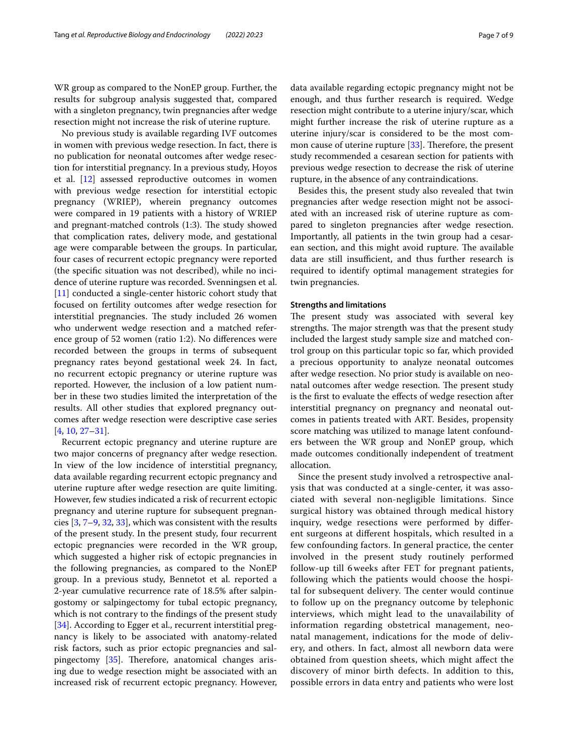WR group as compared to the NonEP group. Further, the results for subgroup analysis suggested that, compared with a singleton pregnancy, twin pregnancies after wedge resection might not increase the risk of uterine rupture.

No previous study is available regarding IVF outcomes in women with previous wedge resection. In fact, there is no publication for neonatal outcomes after wedge resection for interstitial pregnancy. In a previous study, Hoyos et al. [12] assessed reproductive outcomes in women with previous wedge resection for interstitial ectopic pregnancy (WRIEP), wherein pregnancy outcomes were compared in 19 patients with a history of WRIEP and pregnant-matched controls (1:3). The study showed that complication rates, delivery mode, and gestational age were comparable between the groups. In particular, four cases of recurrent ectopic pregnancy were reported (the specific situation was not described), while no incidence of uterine rupture was recorded. Svenningsen et al. [11] conducted a single-center historic cohort study that focused on fertility outcomes after wedge resection for interstitial pregnancies. The study included 26 women who underwent wedge resection and a matched reference group of 52 women (ratio 1:2). No differences were recorded between the groups in terms of subsequent pregnancy rates beyond gestational week 24. In fact, no recurrent ectopic pregnancy or uterine rupture was reported. However, the inclusion of a low patient number in these two studies limited the interpretation of the results. All other studies that explored pregnancy outcomes after wedge resection were descriptive case series [4, 10, 27–31].

Recurrent ectopic pregnancy and uterine rupture are two major concerns of pregnancy after wedge resection. In view of the low incidence of interstitial pregnancy, data available regarding recurrent ectopic pregnancy and uterine rupture after wedge resection are quite limiting. However, few studies indicated a risk of recurrent ectopic pregnancy and uterine rupture for subsequent pregnancies [3, 7–9, 32, 33], which was consistent with the results of the present study. In the present study, four recurrent ectopic pregnancies were recorded in the WR group, which suggested a higher risk of ectopic pregnancies in the following pregnancies, as compared to the NonEP group. In a previous study, Bennetot et al. reported a 2-year cumulative recurrence rate of 18.5% after salpingostomy or salpingectomy for tubal ectopic pregnancy, which is not contrary to the findings of the present study [34]. According to Egger et al., recurrent interstitial pregnancy is likely to be associated with anatomy-related risk factors, such as prior ectopic pregnancies and salpingectomy [35]. Therefore, anatomical changes arising due to wedge resection might be associated with an increased risk of recurrent ectopic pregnancy. However, data available regarding ectopic pregnancy might not be enough, and thus further research is required. Wedge resection might contribute to a uterine injury/scar, which might further increase the risk of uterine rupture as a uterine injury/scar is considered to be the most common cause of uterine rupture [33]. Therefore, the present study recommended a cesarean section for patients with previous wedge resection to decrease the risk of uterine rupture, in the absence of any contraindications.

Besides this, the present study also revealed that twin pregnancies after wedge resection might not be associated with an increased risk of uterine rupture as compared to singleton pregnancies after wedge resection. Importantly, all patients in the twin group had a cesarean section, and this might avoid rupture. The available data are still insufficient, and thus further research is required to identify optimal management strategies for twin pregnancies.

#### Strengths and limitations

The present study was associated with several key strengths. The major strength was that the present study included the largest study sample size and matched control group on this particular topic so far, which provided a precious opportunity to analyze neonatal outcomes after wedge resection. No prior study is available on neonatal outcomes after wedge resection. The present study is the first to evaluate the effects of wedge resection after interstitial pregnancy on pregnancy and neonatal outcomes in patients treated with ART. Besides, propensity score matching was utilized to manage latent confounders between the WR group and NonEP group, which made outcomes conditionally independent of treatment allocation.

Since the present study involved a retrospective analysis that was conducted at a single-center, it was associated with several non-negligible limitations. Since surgical history was obtained through medical history inquiry, wedge resections were performed by different surgeons at different hospitals, which resulted in a few confounding factors. In general practice, the center involved in the present study routinely performed follow-up till 6 weeks after FET for pregnant patients, following which the patients would choose the hospital for subsequent delivery. The center would continue to follow up on the pregnancy outcome by telephonic interviews, which might lead to the unavailability of information regarding obstetrical management, neonatal management, indications for the mode of delivery, and others. In fact, almost all newborn data were obtained from question sheets, which might affect the discovery of minor birth defects. In addition to this, possible errors in data entry and patients who were lost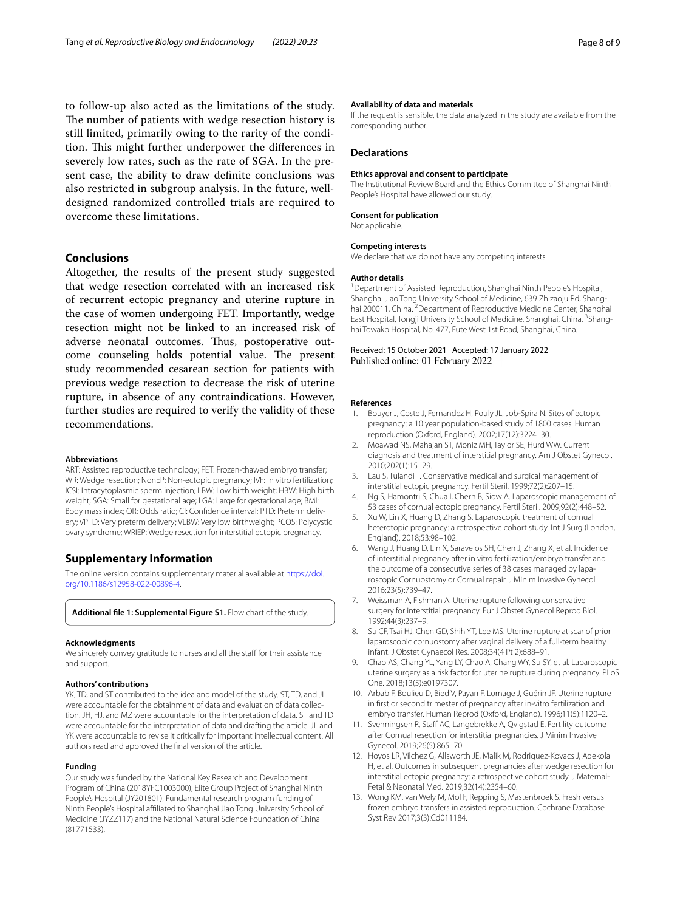to follow-up also acted as the limitations of the study. The number of patients with wedge resection history is still limited, primarily owing to the rarity of the condition. This might further underpower the differences in severely low rates, such as the rate of SGA. In the present case, the ability to draw definite conclusions was also restricted in subgroup analysis. In the future, well-designed randomized controlled trials are required to overcome these limitations.

## Conclusions

Altogether, the results of the present study suggested that wedge resection correlated with an increased risk of recurrent ectopic pregnancy and uterine rupture in the case of women undergoing FET. Importantly, wedge resection might not be linked to an increased risk of adverse neonatal outcomes. Thus, postoperative outcome counseling holds potential value. The present study recommended cesarean section for patients with previous wedge resection to decrease the risk of uterine rupture, in absence of any contraindications. However, further studies are required to verify the validity of these recommendations.

#### Abbreviations

ART: Assisted reproductive technology; FET: Frozen-thawed embryo transfer; WR: Wedge resection; NonEP: Non-ectopic pregnancy; IVF: In vitro fertilization; ICSI: Intracytoplasmic sperm injection; LBW: Low birth weight; HBW: High birth weight; SGA: Small for gestational age; LGA: Large for gestational age; BMI: Body mass index; OR: Odds ratio; CI: Confidence interval; PTD: Preterm delivery; VPTD: Very preterm delivery; VLBW: Very low birthweight; PCOS: Polycystic ovary syndrome; WRIEP: Wedge resection for interstitial ectopic pregnancy.

## Supplementary Information

The online version contains supplementary material available at https://doi.org/10.1186/s12958-022-00896-4.

**Additional file 1: Supplemental Figure S1.** Flow chart of the study.

#### Acknowledgments

We sincerely convey gratitude to nurses and all the staff for their assistance and support.

#### Authors' contributions

YK, TD, and ST contributed to the idea and model of the study. ST, TD, and JL were accountable for the obtainment of data and evaluation of data collection. JH, HJ, and MZ were accountable for the interpretation of data. ST and TD were accountable for the interpretation of data and drafting the article. JL and YK were accountable to revise it critically for important intellectual content. All authors read and approved the final version of the article.

#### Funding

Our study was funded by the National Key Research and Development Program of China (2018YFC1003000), Elite Group Project of Shanghai Ninth People's Hospital (JY201801), Fundamental research program funding of Ninth People's Hospital affiliated to Shanghai Jiao Tong University School of Medicine (JYZZ117) and the National Natural Science Foundation of China (81771533).

#### Availability of data and materials

If the request is sensible, the data analyzed in the study are available from the corresponding author.

## Declarations

#### Ethics approval and consent to participate

The Institutional Review Board and the Ethics Committee of Shanghai Ninth People's Hospital have allowed our study.

#### Consent for publication

Not applicable.

#### Competing interests

We declare that we do not have any competing interests.

#### Author details

[1]Department of Assisted Reproduction, Shanghai Ninth People's Hospital, Shanghai Jiao Tong University School of Medicine, 639 Zhizaoju Rd, Shanghai 200011, China. [2]Department of Reproductive Medicine Center, Shanghai East Hospital, Tongji University School of Medicine, Shanghai, China. [3]Shanghai Towako Hospital, No. 477, Fute West 1st Road, Shanghai, China.

Received: 15 October 2021 Accepted: 17 January 2022
Published online: 01 February 2022

#### References

1. Bouyer J, Coste J, Fernandez H, Pouly JL, Job-Spira N. Sites of ectopic pregnancy: a 10 year population-based study of 1800 cases. Human reproduction (Oxford, England). 2002;17(12):3224–30.
2. Moawad NS, Mahajan ST, Moniz MH, Taylor SE, Hurd WW. Current diagnosis and treatment of interstitial pregnancy. Am J Obstet Gynecol. 2010;202(1):15–29.
3. Lau S, Tulandi T. Conservative medical and surgical management of interstitial ectopic pregnancy. Fertil Steril. 1999;72(2):207–15.
4. Ng S, Hamontri S, Chua I, Chern B, Siow A. Laparoscopic management of 53 cases of cornual ectopic pregnancy. Fertil Steril. 2009;92(2):448–52.
5. Xu W, Lin X, Huang D, Zhang S. Laparoscopic treatment of cornual heterotopic pregnancy: a retrospective cohort study. Int J Surg (London, England). 2018;53:98–102.
6. Wang J, Huang D, Lin X, Saravelos SH, Chen J, Zhang X, et al. Incidence of interstitial pregnancy after in vitro fertilization/embryo transfer and the outcome of a consecutive series of 38 cases managed by laparoscopic Cornuostomy or Cornual repair. J Minim Invasive Gynecol. 2016;23(5):739–47.
7. Weissman A, Fishman A. Uterine rupture following conservative surgery for interstitial pregnancy. Eur J Obstet Gynecol Reprod Biol. 1992;44(3):237–9.
8. Su CF, Tsai HJ, Chen GD, Shih YT, Lee MS. Uterine rupture at scar of prior laparoscopic cornuostomy after vaginal delivery of a full-term healthy infant. J Obstet Gynaecol Res. 2008;34(4 Pt 2):688–91.
9. Chao AS, Chang YL, Yang LY, Chao A, Chang WY, Su SY, et al. Laparoscopic uterine surgery as a risk factor for uterine rupture during pregnancy. PLoS One. 2018;13(5):e0197307.
10. Arbab F, Boulieu D, Bied V, Payan F, Lornage J, Guérin JF. Uterine rupture in first or second trimester of pregnancy after in-vitro fertilization and embryo transfer. Human Reprod (Oxford, England). 1996;11(5):1120–2.
11. Svenningsen R, Staff AC, Langebrekke A, Qvigstad E. Fertility outcome after Cornual resection for interstitial pregnancies. J Minim Invasive Gynecol. 2019;26(5):865–70.
12. Hoyos LR, Vilchez G, Allsworth JE, Malik M, Rodriguez-Kovacs J, Adekola H, et al. Outcomes in subsequent pregnancies after wedge resection for interstitial ectopic pregnancy: a retrospective cohort study. J Maternal-Fetal & Neonatal Med. 2019;32(14):2354–60.
13. Wong KM, van Wely M, Mol F, Repping S, Mastenbroek S. Fresh versus frozen embryo transfers in assisted reproduction. Cochrane Database Syst Rev 2017;3(3):Cd011184.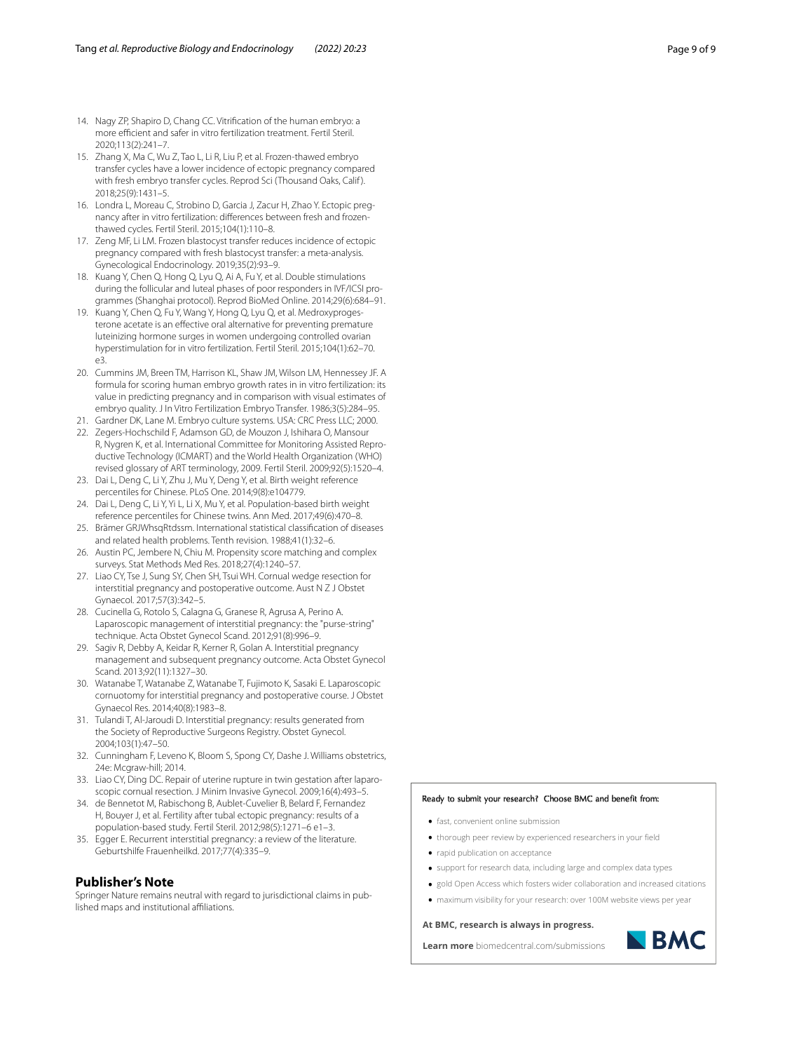14. Nagy ZP, Shapiro D, Chang CC. Vitrification of the human embryo: a more efficient and safer in vitro fertilization treatment. Fertil Steril. 2020;113(2):241–7.
15. Zhang X, Ma C, Wu Z, Tao L, Li R, Liu P, et al. Frozen-thawed embryo transfer cycles have a lower incidence of ectopic pregnancy compared with fresh embryo transfer cycles. Reprod Sci (Thousand Oaks, Calif). 2018;25(9):1431–5.
16. Londra L, Moreau C, Strobino D, Garcia J, Zacur H, Zhao Y. Ectopic pregnancy after in vitro fertilization: differences between fresh and frozen-thawed cycles. Fertil Steril. 2015;104(1):110–8.
17. Zeng MF, Li LM. Frozen blastocyst transfer reduces incidence of ectopic pregnancy compared with fresh blastocyst transfer: a meta-analysis. Gynecological Endocrinology. 2019;35(2):93–9.
18. Kuang Y, Chen Q, Hong Q, Lyu Q, Ai A, Fu Y, et al. Double stimulations during the follicular and luteal phases of poor responders in IVF/ICSI programmes (Shanghai protocol). Reprod BioMed Online. 2014;29(6):684–91.
19. Kuang Y, Chen Q, Fu Y, Wang Y, Hong Q, Lyu Q, et al. Medroxyprogesterone acetate is an effective oral alternative for preventing premature luteinizing hormone surges in women undergoing controlled ovarian hyperstimulation for in vitro fertilization. Fertil Steril. 2015;104(1):62–70. e3.
20. Cummins JM, Breen TM, Harrison KL, Shaw JM, Wilson LM, Hennessey JF. A formula for scoring human embryo growth rates in in vitro fertilization: its value in predicting pregnancy and in comparison with visual estimates of embryo quality. J In Vitro Fertilization Embryo Transfer. 1986;3(5):284–95.
21. Gardner DK, Lane M. Embryo culture systems. USA: CRC Press LLC; 2000.
22. Zegers-Hochschild F, Adamson GD, de Mouzon J, Ishihara O, Mansour R, Nygren K, et al. International Committee for Monitoring Assisted Reproductive Technology (ICMART) and the World Health Organization (WHO) revised glossary of ART terminology, 2009. Fertil Steril. 2009;92(5):1520–4.
23. Dai L, Deng C, Li Y, Zhu J, Mu Y, Deng Y, et al. Birth weight reference percentiles for Chinese. PLoS One. 2014;9(8):e104779.
24. Dai L, Deng C, Li Y, Yi L, Li X, Mu Y, et al. Population-based birth weight reference percentiles for Chinese twins. Ann Med. 2017;49(6):470–8.
25. Brämer GRJWhsqRtdssm. International statistical classification of diseases and related health problems. Tenth revision. 1988;41(1):32–6.
26. Austin PC, Jembere N, Chiu M. Propensity score matching and complex surveys. Stat Methods Med Res. 2018;27(4):1240–57.
27. Liao CY, Tse J, Sung SY, Chen SH, Tsui WH. Cornual wedge resection for interstitial pregnancy and postoperative outcome. Aust N Z J Obstet Gynaecol. 2017;57(3):342–5.
28. Cucinella G, Rotolo S, Calagna G, Granese R, Agrusa A, Perino A. Laparoscopic management of interstitial pregnancy: the "purse-string" technique. Acta Obstet Gynecol Scand. 2012;91(8):996–9.
29. Sagiv R, Debby A, Keidar R, Kerner R, Golan A. Interstitial pregnancy management and subsequent pregnancy outcome. Acta Obstet Gynecol Scand. 2013;92(11):1327–30.
30. Watanabe T, Watanabe Z, Watanabe T, Fujimoto K, Sasaki E. Laparoscopic cornuotomy for interstitial pregnancy and postoperative course. J Obstet Gynaecol Res. 2014;40(8):1983–8.
31. Tulandi T, Al-Jaroudi D. Interstitial pregnancy: results generated from the Society of Reproductive Surgeons Registry. Obstet Gynecol. 2004;103(1):47–50.
32. Cunningham F, Leveno K, Bloom S, Spong CY, Dashe J. Williams obstetrics, 24e: Mcgraw-hill; 2014.
33. Liao CY, Ding DC. Repair of uterine rupture in twin gestation after laparoscopic cornual resection. J Minim Invasive Gynecol. 2009;16(4):493–5.
34. de Bennetot M, Rabischong B, Aublet-Cuvelier B, Belard F, Fernandez H, Bouyer J, et al. Fertility after tubal ectopic pregnancy: results of a population-based study. Fertil Steril. 2012;98(5):1271–6 e1–3.
35. Egger E. Recurrent interstitial pregnancy: a review of the literature. Geburtshilfe Frauenheilkd. 2017;77(4):335–9.

## Publisher's Note

Springer Nature remains neutral with regard to jurisdictional claims in published maps and institutional affiliations.

Ready to submit your research? Choose BMC and benefit from:

- fast, convenient online submission
- thorough peer review by experienced researchers in your field
- rapid publication on acceptance
- support for research data, including large and complex data types
- gold Open Access which fosters wider collaboration and increased citations
- maximum visibility for your research: over 100M website views per year

**At BMC, research is always in progress.**

**Learn more** biomedcentral.com/submissions